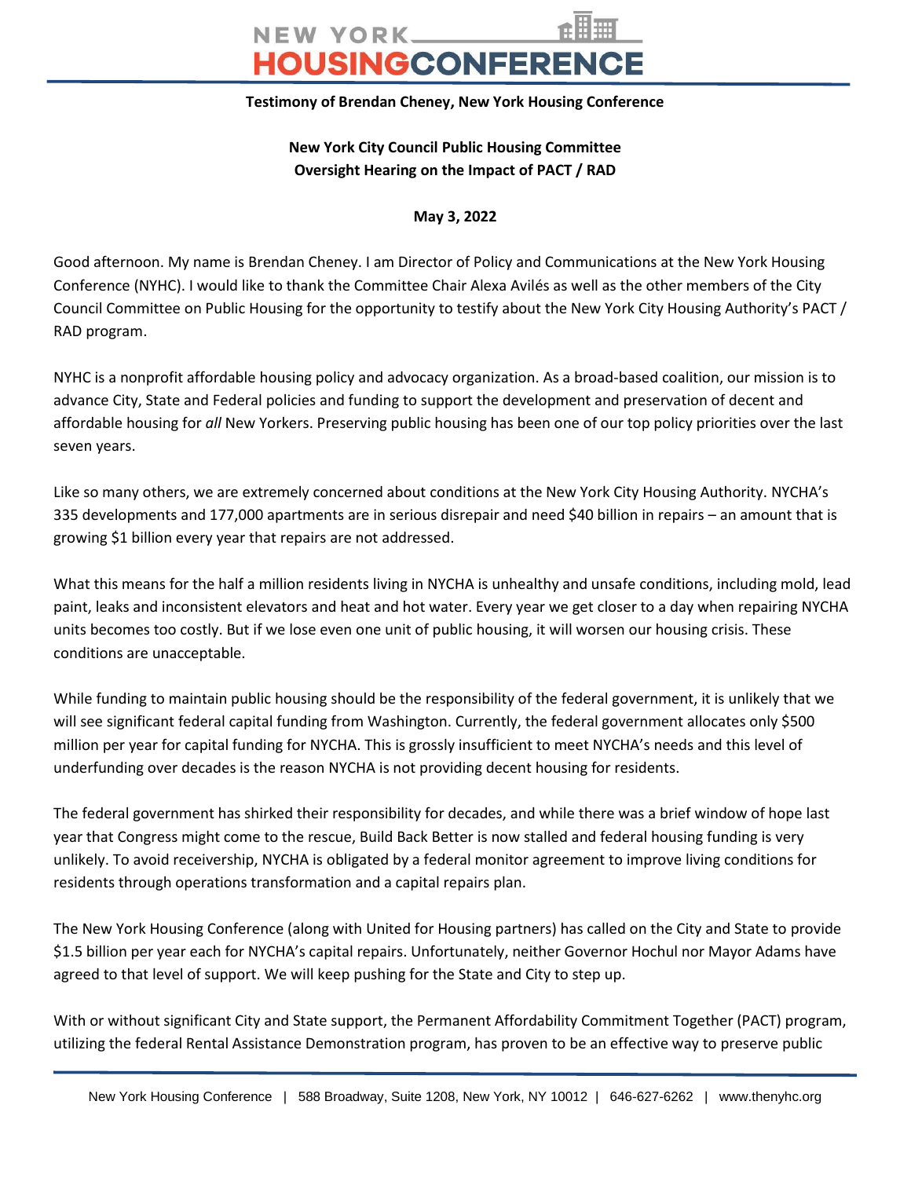**Testimony of Brendan Cheney, New York Housing Conference**

**New York City Council Public Housing Committee**
**Oversight Hearing on the Impact of PACT / RAD**

**May 3, 2022**

Good afternoon. My name is Brendan Cheney. I am Director of Policy and Communications at the New York Housing Conference (NYHC). I would like to thank the Committee Chair Alexa Avilés as well as the other members of the City Council Committee on Public Housing for the opportunity to testify about the New York City Housing Authority's PACT / RAD program.

NYHC is a nonprofit affordable housing policy and advocacy organization. As a broad-based coalition, our mission is to advance City, State and Federal policies and funding to support the development and preservation of decent and affordable housing for *all* New Yorkers. Preserving public housing has been one of our top policy priorities over the last seven years.

Like so many others, we are extremely concerned about conditions at the New York City Housing Authority. NYCHA's 335 developments and 177,000 apartments are in serious disrepair and need $40 billion in repairs – an amount that is growing $1 billion every year that repairs are not addressed.

What this means for the half a million residents living in NYCHA is unhealthy and unsafe conditions, including mold, lead paint, leaks and inconsistent elevators and heat and hot water. Every year we get closer to a day when repairing NYCHA units becomes too costly. But if we lose even one unit of public housing, it will worsen our housing crisis. These conditions are unacceptable.

While funding to maintain public housing should be the responsibility of the federal government, it is unlikely that we will see significant federal capital funding from Washington. Currently, the federal government allocates only $500 million per year for capital funding for NYCHA. This is grossly insufficient to meet NYCHA's needs and this level of underfunding over decades is the reason NYCHA is not providing decent housing for residents.

The federal government has shirked their responsibility for decades, and while there was a brief window of hope last year that Congress might come to the rescue, Build Back Better is now stalled and federal housing funding is very unlikely. To avoid receivership, NYCHA is obligated by a federal monitor agreement to improve living conditions for residents through operations transformation and a capital repairs plan.

The New York Housing Conference (along with United for Housing partners) has called on the City and State to provide $1.5 billion per year each for NYCHA's capital repairs. Unfortunately, neither Governor Hochul nor Mayor Adams have agreed to that level of support. We will keep pushing for the State and City to step up.

With or without significant City and State support, the Permanent Affordability Commitment Together (PACT) program, utilizing the federal Rental Assistance Demonstration program, has proven to be an effective way to preserve public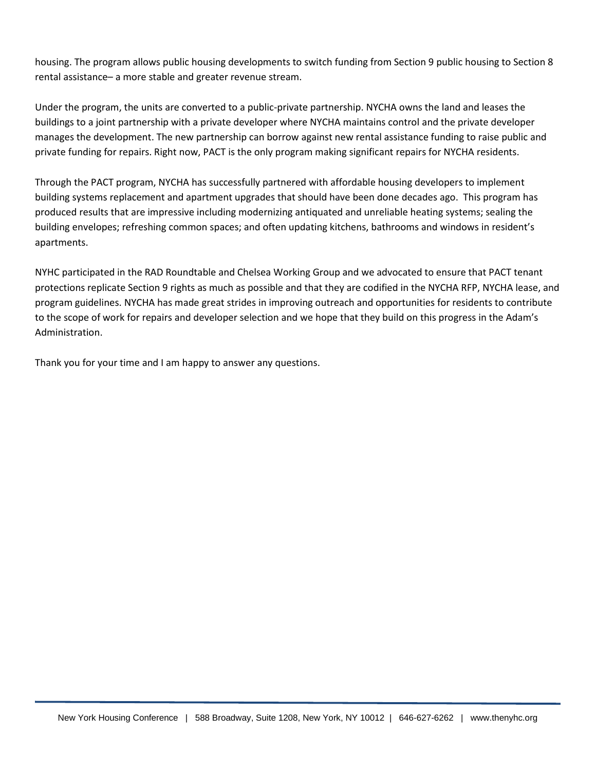housing. The program allows public housing developments to switch funding from Section 9 public housing to Section 8 rental assistance– a more stable and greater revenue stream.

Under the program, the units are converted to a public-private partnership. NYCHA owns the land and leases the buildings to a joint partnership with a private developer where NYCHA maintains control and the private developer manages the development. The new partnership can borrow against new rental assistance funding to raise public and private funding for repairs. Right now, PACT is the only program making significant repairs for NYCHA residents.

Through the PACT program, NYCHA has successfully partnered with affordable housing developers to implement building systems replacement and apartment upgrades that should have been done decades ago. This program has produced results that are impressive including modernizing antiquated and unreliable heating systems; sealing the building envelopes; refreshing common spaces; and often updating kitchens, bathrooms and windows in resident's apartments.

NYHC participated in the RAD Roundtable and Chelsea Working Group and we advocated to ensure that PACT tenant protections replicate Section 9 rights as much as possible and that they are codified in the NYCHA RFP, NYCHA lease, and program guidelines. NYCHA has made great strides in improving outreach and opportunities for residents to contribute to the scope of work for repairs and developer selection and we hope that they build on this progress in the Adam's Administration.

Thank you for your time and I am happy to answer any questions.